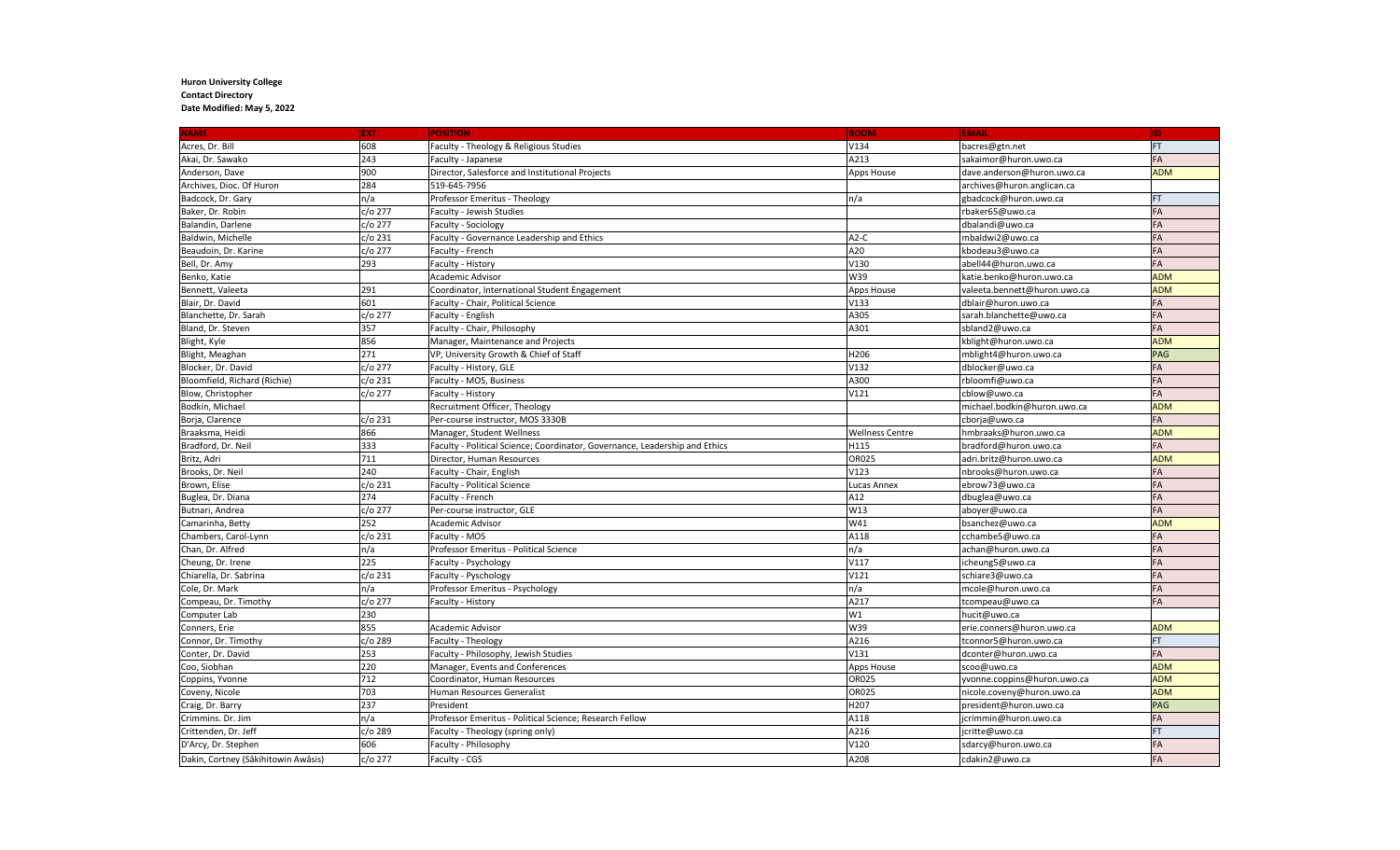**Huron University College**
**Contact Directory**
**Date Modified: May 5, 2022**

| NAME | EXT | POSITION | ROOM | EMAIL | ID |
|---|---|---|---|---|---|
| Acres, Dr. Bill | 608 | Faculty - Theology & Religious Studies | V134 | bacres@gtn.net | FT |
| Akai, Dr. Sawako | 243 | Faculty - Japanese | A213 | sakaimor@huron.uwo.ca | FA |
| Anderson, Dave | 900 | Director, Salesforce and Institutional Projects | Apps House | dave.anderson@huron.uwo.ca | ADM |
| Archives, Dioc. Of Huron | 284 | 519-645-7956 | | archives@huron.anglican.ca | |
| Badcock, Dr. Gary | n/a | Professor Emeritus - Theology | n/a | gbadcock@huron.uwo.ca | FT |
| Baker, Dr. Robin | c/o 277 | Faculty - Jewish Studies | | rbaker65@uwo.ca | FA |
| Balandin, Darlene | c/o 277 | Faculty - Sociology | | dbalandi@uwo.ca | FA |
| Baldwin, Michelle | c/o 231 | Faculty - Governance Leadership and Ethics | A2-C | mbaldwi2@uwo.ca | FA |
| Beaudoin, Dr. Karine | c/o 277 | Faculty - French | A20 | kbodeau3@uwo.ca | FA |
| Bell, Dr. Amy | 293 | Faculty - History | V130 | abell44@huron.uwo.ca | FA |
| Benko, Katie | | Academic Advisor | W39 | katie.benko@huron.uwo.ca | ADM |
| Bennett, Valeeta | 291 | Coordinator, International Student Engagement | Apps House | valeeta.bennett@huron.uwo.ca | ADM |
| Blair, Dr. David | 601 | Faculty - Chair, Political Science | V133 | dblair@huron.uwo.ca | FA |
| Blanchette, Dr. Sarah | c/o 277 | Faculty - English | A305 | sarah.blanchette@uwo.ca | FA |
| Bland, Dr. Steven | 357 | Faculty - Chair, Philosophy | A301 | sbland2@uwo.ca | FA |
| Blight, Kyle | 856 | Manager, Maintenance and Projects | | kblight@huron.uwo.ca | ADM |
| Blight, Meaghan | 271 | VP, University Growth & Chief of Staff | H206 | mblight4@huron.uwo.ca | PAG |
| Blocker, Dr. David | c/o 277 | Faculty - History, GLE | V132 | dblocker@uwo.ca | FA |
| Bloomfield, Richard (Richie) | c/o 231 | Faculty - MOS, Business | A300 | rbloomfi@uwo.ca | FA |
| Blow, Christopher | c/o 277 | Faculty - History | V121 | cblow@uwo.ca | FA |
| Bodkin, Michael | | Recruitment Officer, Theology | | michael.bodkin@huron.uwo.ca | ADM |
| Borja, Clarence | c/o 231 | Per-course instructor, MOS 3330B | | cborja@uwo.ca | FA |
| Braaksma, Heidi | 866 | Manager, Student Wellness | Wellness Centre | hmbraaks@huron.uwo.ca | ADM |
| Bradford, Dr. Neil | 333 | Faculty - Political Science; Coordinator, Governance, Leadership and Ethics | H115 | bradford@huron.uwo.ca | FA |
| Britz, Adri | 711 | Director, Human Resources | OR025 | adri.britz@huron.uwo.ca | ADM |
| Brooks, Dr. Neil | 240 | Faculty - Chair, English | V123 | nbrooks@huron.uwo.ca | FA |
| Brown, Elise | c/o 231 | Faculty - Political Science | Lucas Annex | ebrow73@uwo.ca | FA |
| Buglea, Dr. Diana | 274 | Faculty - French | A12 | dbuglea@uwo.ca | FA |
| Butnari, Andrea | c/o 277 | Per-course instructor, GLE | W13 | aboyer@uwo.ca | FA |
| Camarinha, Betty | 252 | Academic Advisor | W41 | bsanchez@uwo.ca | ADM |
| Chambers, Carol-Lynn | c/o 231 | Faculty - MOS | A118 | cchambe5@uwo.ca | FA |
| Chan, Dr. Alfred | n/a | Professor Emeritus - Political Science | n/a | achan@huron.uwo.ca | FA |
| Cheung, Dr. Irene | 225 | Faculty - Psychology | V117 | icheung5@uwo.ca | FA |
| Chiarella, Dr. Sabrina | c/o 231 | Faculty - Pyschology | V121 | schiare3@uwo.ca | FA |
| Cole, Dr. Mark | n/a | Professor Emeritus - Psychology | n/a | mcole@huron.uwo.ca | FA |
| Compeau, Dr. Timothy | c/o 277 | Faculty - History | A217 | tcompeau@uwo.ca | FA |
| Computer Lab | 230 | | W1 | hucit@uwo.ca | |
| Conners, Erie | 855 | Academic Advisor | W39 | erie.conners@huron.uwo.ca | ADM |
| Connor, Dr. Timothy | c/o 289 | Faculty - Theology | A216 | tconnor5@huron.uwo.ca | FT |
| Conter, Dr. David | 253 | Faculty - Philosophy, Jewish Studies | V131 | dconter@huron.uwo.ca | FA |
| Coo, Siobhan | 220 | Manager, Events and Conferences | Apps House | scoo@uwo.ca | ADM |
| Coppins, Yvonne | 712 | Coordinator, Human Resources | OR025 | yvonne.coppins@huron.uwo.ca | ADM |
| Coveny, Nicole | 703 | Human Resources Generalist | OR025 | nicole.coveny@huron.uwo.ca | ADM |
| Craig, Dr. Barry | 237 | President | H207 | president@huron.uwo.ca | PAG |
| Crimmins. Dr. Jim | n/a | Professor Emeritus - Political Science; Research Fellow | A118 | jcrimmin@huron.uwo.ca | FA |
| Crittenden, Dr. Jeff | c/o 289 | Faculty - Theology (spring only) | A216 | jcritte@uwo.ca | FT |
| D'Arcy, Dr. Stephen | 606 | Faculty - Philosophy | V120 | sdarcy@huron.uwo.ca | FA |
| Dakin, Cortney (Sâkihitowin Awâsis) | c/o 277 | Faculty - CGS | A208 | cdakin2@uwo.ca | FA |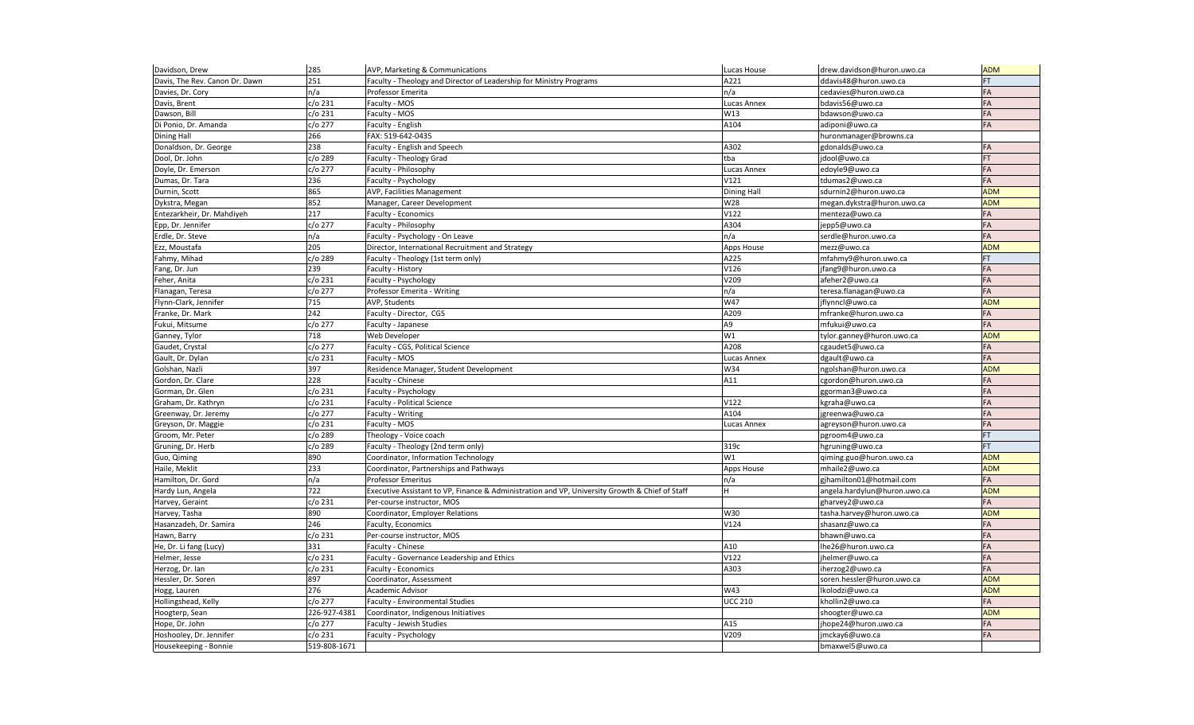| Davidson, Drew | 285 | AVP, Marketing & Communications | Lucas House | drew.davidson@huron.uwo.ca | ADM |
|---|---|---|---|---|---|
| Davis, The Rev. Canon Dr. Dawn | 251 | Faculty - Theology and Director of Leadership for Ministry Programs | A221 | ddavis48@huron.uwo.ca | FT |
| Davies, Dr. Cory | n/a | Professor Emerita | n/a | cedavies@huron.uwo.ca | FA |
| Davis, Brent | c/o 231 | Faculty - MOS | Lucas Annex | bdavis56@uwo.ca | FA |
| Dawson, Bill | c/o 231 | Faculty - MOS | W13 | bdawson@uwo.ca | FA |
| Di Ponio, Dr. Amanda | c/o 277 | Faculty - English | A104 | adiponi@uwo.ca | FA |
| Dining Hall | 266 | FAX: 519-642-0435 | | huronmanager@browns.ca | |
| Donaldson, Dr. George | 238 | Faculty - English and Speech | A302 | gdonalds@uwo.ca | FA |
| Dool, Dr. John | c/o 289 | Faculty - Theology Grad | tba | jdool@uwo.ca | FT |
| Doyle, Dr. Emerson | c/o 277 | Faculty - Philosophy | Lucas Annex | edoyle9@uwo.ca | FA |
| Dumas, Dr. Tara | 236 | Faculty - Psychology | V121 | tdumas2@uwo.ca | FA |
| Durnin, Scott | 865 | AVP, Facilities Management | Dining Hall | sdurnin2@huron.uwo.ca | ADM |
| Dykstra, Megan | 852 | Manager, Career Development | W28 | megan.dykstra@huron.uwo.ca | ADM |
| Entezarkheir, Dr. Mahdiyeh | 217 | Faculty - Economics | V122 | menteza@uwo.ca | FA |
| Epp, Dr. Jennifer | c/o 277 | Faculty - Philosophy | A304 | jepp5@uwo.ca | FA |
| Erdle, Dr. Steve | n/a | Faculty - Psychology - On Leave | n/a | serdle@huron.uwo.ca | FA |
| Ezz, Moustafa | 205 | Director, International Recruitment and Strategy | Apps House | mezz@uwo.ca | ADM |
| Fahmy, Mihad | c/o 289 | Faculty - Theology (1st term only) | A225 | mfahmy9@huron.uwo.ca | FT |
| Fang, Dr. Jun | 239 | Faculty - History | V126 | jfang9@huron.uwo.ca | FA |
| Feher, Anita | c/o 231 | Faculty - Psychology | V209 | afeher2@uwo.ca | FA |
| Flanagan, Teresa | c/o 277 | Professor Emerita - Writing | n/a | teresa.flanagan@uwo.ca | FA |
| Flynn-Clark, Jennifer | 715 | AVP, Students | W47 | jflynncl@uwo.ca | ADM |
| Franke, Dr. Mark | 242 | Faculty - Director, CGS | A209 | mfranke@huron.uwo.ca | FA |
| Fukui, Mitsume | c/o 277 | Faculty - Japanese | A9 | mfukui@uwo.ca | FA |
| Ganney, Tylor | 718 | Web Developer | W1 | tylor.ganney@huron.uwo.ca | ADM |
| Gaudet, Crystal | c/o 277 | Faculty - CGS, Political Science | A208 | cgaudet5@uwo.ca | FA |
| Gault, Dr. Dylan | c/o 231 | Faculty - MOS | Lucas Annex | dgault@uwo.ca | FA |
| Golshan, Nazli | 397 | Residence Manager, Student Development | W34 | ngolshan@huron.uwo.ca | ADM |
| Gordon, Dr. Clare | 228 | Faculty - Chinese | A11 | cgordon@huron.uwo.ca | FA |
| Gorman, Dr. Glen | c/o 231 | Faculty - Psychology | | ggorman3@uwo.ca | FA |
| Graham, Dr. Kathryn | c/o 231 | Faculty - Political Science | V122 | kgraha@uwo.ca | FA |
| Greenway, Dr. Jeremy | c/o 277 | Faculty - Writing | A104 | jgreenwa@uwo.ca | FA |
| Greyson, Dr. Maggie | c/o 231 | Faculty - MOS | Lucas Annex | agreyson@huron.uwo.ca | FA |
| Groom, Mr. Peter | c/o 289 | Theology - Voice coach | | pgroom4@uwo.ca | FT |
| Gruning, Dr. Herb | c/o 289 | Faculty - Theology (2nd term only) | 319c | hgruning@uwo.ca | FT |
| Guo, Qiming | 890 | Coordinator, Information Technology | W1 | qiming.guo@huron.uwo.ca | ADM |
| Haile, Meklit | 233 | Coordinator, Partnerships and Pathways | Apps House | mhaile2@uwo.ca | ADM |
| Hamilton, Dr. Gord | n/a | Professor Emeritus | n/a | gjhamilton01@hotmail.com | FA |
| Hardy Lun, Angela | 722 | Executive Assistant to VP, Finance & Administration and VP, University Growth & Chief of Staff | H | angela.hardylun@huron.uwo.ca | ADM |
| Harvey, Geraint | c/o 231 | Per-course instructor, MOS | | gharvey2@uwo.ca | FA |
| Harvey, Tasha | 890 | Coordinator, Employer Relations | W30 | tasha.harvey@huron.uwo.ca | ADM |
| Hasanzadeh, Dr. Samira | 246 | Faculty, Economics | V124 | shasanz@uwo.ca | FA |
| Hawn, Barry | c/o 231 | Per-course instructor, MOS | | bhawn@uwo.ca | FA |
| He, Dr. Li fang (Lucy) | 331 | Faculty - Chinese | A10 | lhe26@huron.uwo.ca | FA |
| Helmer, Jesse | c/o 231 | Faculty - Governance Leadership and Ethics | V122 | jhelmer@uwo.ca | FA |
| Herzog, Dr. Ian | c/o 231 | Faculty - Economics | A303 | iherzog2@uwo.ca | FA |
| Hessler, Dr. Soren | 897 | Coordinator, Assessment | | soren.hessler@huron.uwo.ca | ADM |
| Hogg, Lauren | 276 | Academic Advisor | W43 | lkolodzi@uwo.ca | ADM |
| Hollingshead, Kelly | c/o 277 | Faculty - Environmental Studies | UCC 210 | khollin2@uwo.ca | FA |
| Hoogterp, Sean | 226-927-4381 | Coordinator, Indigenous Initiatives | | shoogter@uwo.ca | ADM |
| Hope, Dr. John | c/o 277 | Faculty - Jewish Studies | A15 | jhope24@huron.uwo.ca | FA |
| Hoshooley, Dr. Jennifer | c/o 231 | Faculty - Psychology | V209 | jmckay6@uwo.ca | FA |
| Housekeeping - Bonnie | 519-808-1671 | | | bmaxwel5@uwo.ca | |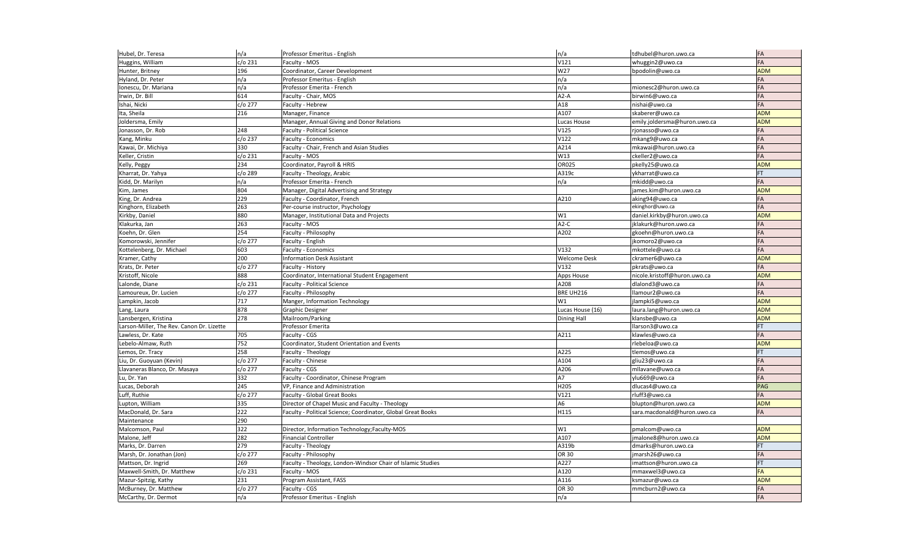| | | | | | |
|---|---|---|---|---|---|
| Hubel, Dr. Teresa | n/a | Professor Emeritus - English | n/a | tdhubel@huron.uwo.ca | FA |
| Huggins, William | c/o 231 | Faculty - MOS | V121 | whuggin2@uwo.ca | FA |
| Hunter, Britney | 196 | Coordinator, Career Development | W27 | bpodolin@uwo.ca | ADM |
| Hyland, Dr. Peter | n/a | Professor Emeritus - English | n/a | | FA |
| Ionescu, Dr. Mariana | n/a | Professor Emerita - French | n/a | mionesc2@huron.uwo.ca | FA |
| Irwin, Dr. Bill | 614 | Faculty - Chair, MOS | A2-A | birwin6@uwo.ca | FA |
| Ishai, Nicki | c/o 277 | Faculty - Hebrew | A18 | nishai@uwo.ca | FA |
| Ita, Sheila | 216 | Manager, Finance | A107 | skaberer@uwo.ca | ADM |
| Joldersma, Emily | | Manager, Annual Giving and Donor Relations | Lucas House | emily.joldersma@huron.uwo.ca | ADM |
| Jonasson, Dr. Rob | 248 | Faculty - Political Science | V125 | rjonasso@uwo.ca | FA |
| Kang, Minku | c/o 237 | Faculty - Economics | V122 | mkang9@uwo.ca | FA |
| Kawai, Dr. Michiya | 330 | Faculty - Chair, French and Asian Studies | A214 | mkawai@huron.uwo.ca | FA |
| Keller, Cristin | c/o 231 | Faculty - MOS | W13 | ckeller2@uwo.ca | FA |
| Kelly, Peggy | 234 | Coordinator, Payroll & HRIS | OR025 | pkelly25@uwo.ca | ADM |
| Kharrat, Dr. Yahya | c/o 289 | Faculty - Theology, Arabic | A319c | ykharrat@uwo.ca | FT |
| Kidd, Dr. Marilyn | n/a | Professor Emerita - French | n/a | mkidd@uwo.ca | FA |
| Kim, James | 804 | Manager, Digital Advertising and Strategy | | james.kim@huron.uwo.ca | ADM |
| King, Dr. Andrea | 229 | Faculty - Coordinator, French | A210 | aking94@uwo.ca | FA |
| Kinghorn, Elizabeth | 263 | Per-course instructor, Psychology | | ekinghor@uwo.ca | FA |
| Kirkby, Daniel | 880 | Manager, Institutional Data and Projects | W1 | daniel.kirkby@huron.uwo.ca | ADM |
| Klakurka, Jan | 263 | Faculty - MOS | A2-C | jklakurk@huron.uwo.ca | FA |
| Koehn, Dr. Glen | 254 | Faculty - Philosophy | A202 | gkoehn@huron.uwo.ca | FA |
| Komorowski, Jennifer | c/o 277 | Faculty - English | | jkomoro2@uwo.ca | FA |
| Kottelenberg, Dr. Michael | 603 | Faculty - Economics | V132 | mkottele@uwo.ca | FA |
| Kramer, Cathy | 200 | Information Desk Assistant | Welcome Desk | ckramer6@uwo.ca | ADM |
| Krats, Dr. Peter | c/o 277 | Faculty - History | V132 | pkrats@uwo.ca | FA |
| Kristoff, Nicole | 888 | Coordinator, International Student Engagement | Apps House | nicole.kristoff@huron.uwo.ca | ADM |
| Lalonde, Diane | c/o 231 | Faculty - Political Science | A208 | dlalond3@uwo.ca | FA |
| Lamoureux, Dr. Lucien | c/o 277 | Faculty - Philosophy | BRE UH216 | llamour2@uwo.ca | FA |
| Lampkin, Jacob | 717 | Manger, Information Technology | W1 | jlampki5@uwo.ca | ADM |
| Lang, Laura | 878 | Graphic Designer | Lucas House (16) | laura.lang@huron.uwo.ca | ADM |
| Lansbergen, Kristina | 278 | Mailroom/Parking | Dining Hall | klansbe@uwo.ca | ADM |
| Larson-Miller, The Rev. Canon Dr. Lizette | | Professor Emerita | | llarson3@uwo.ca | FT |
| Lawless, Dr. Kate | 705 | Faculty - CGS | A211 | klawles@uwo.ca | FA |
| Lebelo-Almaw, Ruth | 752 | Coordinator, Student Orientation and Events | | rlebeloa@uwo.ca | ADM |
| Lemos, Dr. Tracy | 258 | Faculty - Theology | A225 | tlemos@uwo.ca | FT |
| Liu, Dr. Guoyuan (Kevin) | c/o 277 | Faculty - Chinese | A104 | gliu23@uwo.ca | FA |
| Llavaneras Blanco, Dr. Masaya | c/o 277 | Faculty - CGS | A206 | mllavane@uwo.ca | FA |
| Lu, Dr. Yan | 332 | Faculty - Coordinator, Chinese Program | A7 | ylu669@uwo.ca | FA |
| Lucas, Deborah | 245 | VP, Finance and Administration | H205 | dlucas4@uwo.ca | PAG |
| Luff, Ruthie | c/o 277 | Faculty - Global Great Books | V121 | rluff3@uwo.ca | FA |
| Lupton, William | 335 | Director of Chapel Music and Faculty - Theology | A6 | blupton@huron.uwo.ca | ADM |
| MacDonald, Dr. Sara | 222 | Faculty - Political Science; Coordinator, Global Great Books | H115 | sara.macdonald@huron.uwo.ca | FA |
| Maintenance | 290 | | | | |
| Malcomson, Paul | 322 | Director, Information Technology;Faculty-MOS | W1 | pmalcom@uwo.ca | ADM |
| Malone, Jeff | 282 | Financial Controller | A107 | jmalone8@huron.uwo.ca | ADM |
| Marks, Dr. Darren | 279 | Faculty - Theology | A319b | dmarks@huron.uwo.ca | FT |
| Marsh, Dr. Jonathan (Jon) | c/o 277 | Faculty - Philosophy | OR 30 | jmarsh26@uwo.ca | FA |
| Mattson, Dr. Ingrid | 269 | Faculty - Theology, London-Windsor Chair of Islamic Studies | A227 | imattson@huron.uwo.ca | FT |
| Maxwell-Smith, Dr. Matthew | c/o 231 | Faculty - MOS | A120 | mmaxwel3@uwo.ca | FA |
| Mazur-Spitzig, Kathy | 231 | Program Assistant, FASS | A116 | ksmazur@uwo.ca | ADM |
| McBurney, Dr. Matthew | c/o 277 | Faculty - CGS | OR 30 | mmcburn2@uwo.ca | FA |
| McCarthy, Dr. Dermot | n/a | Professor Emeritus - English | n/a | | FA |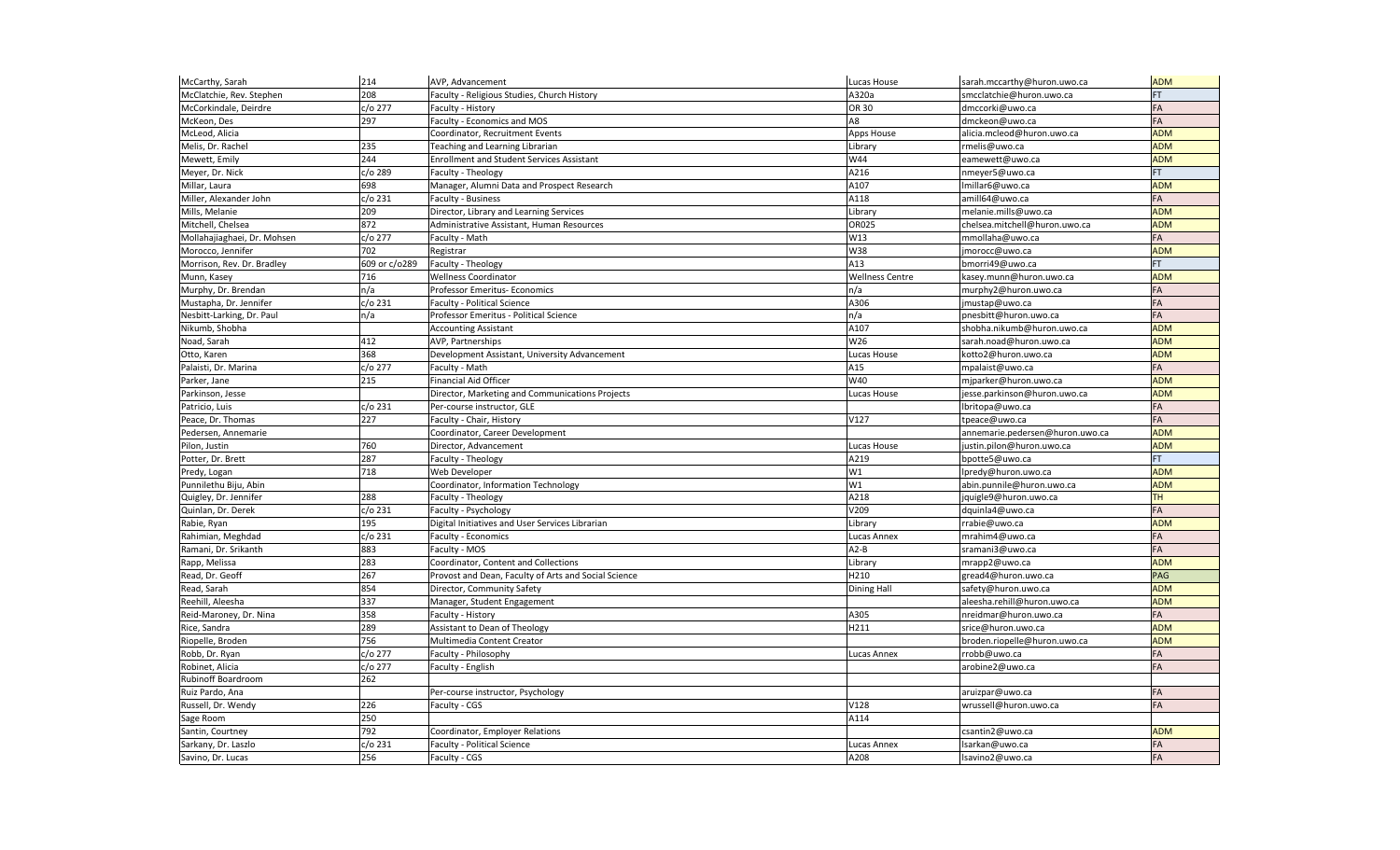| | | | | | |
|---|---|---|---|---|---|
| McCarthy, Sarah | 214 | AVP, Advancement | Lucas House | sarah.mccarthy@huron.uwo.ca | ADM |
| McClatchie, Rev. Stephen | 208 | Faculty - Religious Studies, Church History | A320a | smcclatchie@huron.uwo.ca | FT |
| McCorkindale, Deirdre | c/o 277 | Faculty - History | OR 30 | dmccorki@uwo.ca | FA |
| McKeon, Des | 297 | Faculty - Economics and MOS | A8 | dmckeon@uwo.ca | FA |
| McLeod, Alicia | | Coordinator, Recruitment Events | Apps House | alicia.mcleod@huron.uwo.ca | ADM |
| Melis, Dr. Rachel | 235 | Teaching and Learning Librarian | Library | rmelis@uwo.ca | ADM |
| Mewett, Emily | 244 | Enrollment and Student Services Assistant | W44 | eamewett@uwo.ca | ADM |
| Meyer, Dr. Nick | c/o 289 | Faculty - Theology | A216 | nmeyer5@uwo.ca | FT |
| Millar, Laura | 698 | Manager, Alumni Data and Prospect Research | A107 | lmillar6@uwo.ca | ADM |
| Miller, Alexander John | c/o 231 | Faculty - Business | A118 | amill64@uwo.ca | FA |
| Mills, Melanie | 209 | Director, Library and Learning Services | Library | melanie.mills@uwo.ca | ADM |
| Mitchell, Chelsea | 872 | Administrative Assistant, Human Resources | OR025 | chelsea.mitchell@huron.uwo.ca | ADM |
| Mollahajiaghaei, Dr. Mohsen | c/o 277 | Faculty - Math | W13 | mmollaha@uwo.ca | FA |
| Morocco, Jennifer | 702 | Registrar | W38 | jmorocc@uwo.ca | ADM |
| Morrison, Rev. Dr. Bradley | 609 or c/o289 | Faculty - Theology | A13 | bmorri49@uwo.ca | FT |
| Munn, Kasey | 716 | Wellness Coordinator | Wellness Centre | kasey.munn@huron.uwo.ca | ADM |
| Murphy, Dr. Brendan | n/a | Professor Emeritus- Economics | n/a | murphy2@huron.uwo.ca | FA |
| Mustapha, Dr. Jennifer | c/o 231 | Faculty - Political Science | A306 | jmustap@uwo.ca | FA |
| Nesbitt-Larking, Dr. Paul | n/a | Professor Emeritus - Political Science | n/a | pnesbitt@huron.uwo.ca | FA |
| Nikumb, Shobha | | Accounting Assistant | A107 | shobha.nikumb@huron.uwo.ca | ADM |
| Noad, Sarah | 412 | AVP, Partnerships | W26 | sarah.noad@huron.uwo.ca | ADM |
| Otto, Karen | 368 | Development Assistant, University Advancement | Lucas House | kotto2@huron.uwo.ca | ADM |
| Palaisti, Dr. Marina | c/o 277 | Faculty - Math | A15 | mpalaist@uwo.ca | FA |
| Parker, Jane | 215 | Financial Aid Officer | W40 | mjparker@huron.uwo.ca | ADM |
| Parkinson, Jesse | | Director, Marketing and Communications Projects | Lucas House | jesse.parkinson@huron.uwo.ca | ADM |
| Patricio, Luis | c/o 231 | Per-course instructor, GLE | | lbritopa@uwo.ca | FA |
| Peace, Dr. Thomas | 227 | Faculty - Chair, History | V127 | tpeace@uwo.ca | FA |
| Pedersen, Annemarie | | Coordinator, Career Development | | annemarie.pedersen@huron.uwo.ca | ADM |
| Pilon, Justin | 760 | Director, Advancement | Lucas House | justin.pilon@huron.uwo.ca | ADM |
| Potter, Dr. Brett | 287 | Faculty - Theology | A219 | bpotte5@uwo.ca | FT |
| Predy, Logan | 718 | Web Developer | W1 | lpredy@huron.uwo.ca | ADM |
| Punnilethu Biju, Abin | | Coordinator, Information Technology | W1 | abin.punnile@huron.uwo.ca | ADM |
| Quigley, Dr. Jennifer | 288 | Faculty - Theology | A218 | jquigle9@huron.uwo.ca | TH |
| Quinlan, Dr. Derek | c/o 231 | Faculty - Psychology | V209 | dquinla4@uwo.ca | FA |
| Rabie, Ryan | 195 | Digital Initiatives and User Services Librarian | Library | rrabie@uwo.ca | ADM |
| Rahimian, Meghdad | c/o 231 | Faculty - Economics | Lucas Annex | mrahim4@uwo.ca | FA |
| Ramani, Dr. Srikanth | 883 | Faculty - MOS | A2-B | sramani3@uwo.ca | FA |
| Rapp, Melissa | 283 | Coordinator, Content and Collections | Library | mrapp2@uwo.ca | ADM |
| Read, Dr. Geoff | 267 | Provost and Dean, Faculty of Arts and Social Science | H210 | gread4@huron.uwo.ca | PAG |
| Read, Sarah | 854 | Director, Community Safety | Dining Hall | safety@huron.uwo.ca | ADM |
| Reehill, Aleesha | 337 | Manager, Student Engagement | | aleesha.rehill@huron.uwo.ca | ADM |
| Reid-Maroney, Dr. Nina | 358 | Faculty - History | A305 | nreidmar@huron.uwo.ca | FA |
| Rice, Sandra | 289 | Assistant to Dean of Theology | H211 | srice@huron.uwo.ca | ADM |
| Riopelle, Broden | 756 | Multimedia Content Creator | | broden.riopelle@huron.uwo.ca | ADM |
| Robb, Dr. Ryan | c/o 277 | Faculty - Philosophy | Lucas Annex | rrobb@uwo.ca | FA |
| Robinet, Alicia | c/o 277 | Faculty - English | | arobine2@uwo.ca | FA |
| Rubinoff Boardroom | 262 | | | | |
| Ruiz Pardo, Ana | | Per-course instructor, Psychology | | aruizpar@uwo.ca | FA |
| Russell, Dr. Wendy | 226 | Faculty - CGS | V128 | wrussell@huron.uwo.ca | FA |
| Sage Room | 250 | | A114 | | |
| Santin, Courtney | 792 | Coordinator, Employer Relations | | csantin2@uwo.ca | ADM |
| Sarkany, Dr. Laszlo | c/o 231 | Faculty - Political Science | Lucas Annex | lsarkan@uwo.ca | FA |
| Savino, Dr. Lucas | 256 | Faculty - CGS | A208 | lsavino2@uwo.ca | FA |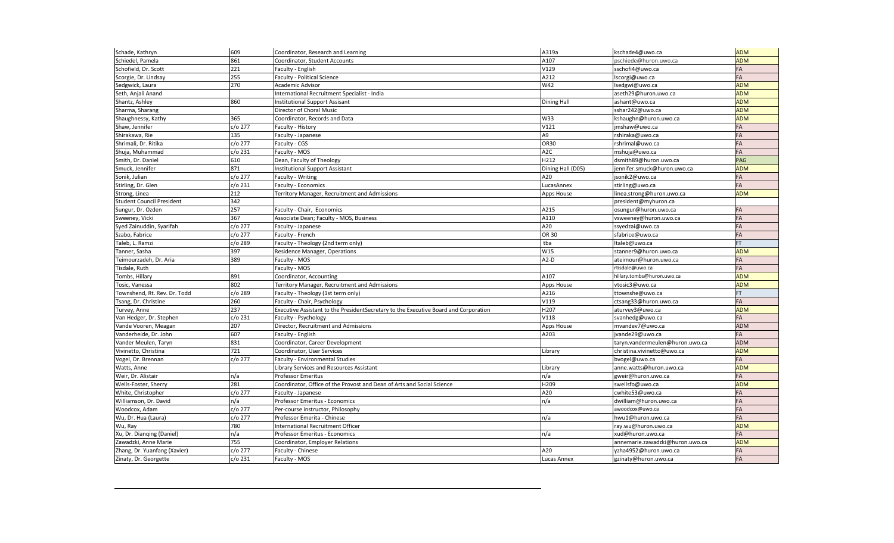| | | | | | |
|---|---|---|---|---|---|
| Schade, Kathryn | 609 | Coordinator, Research and Learning | A319a | kschade4@uwo.ca | ADM |
| Schiedel, Pamela | 861 | Coordinator, Student Accounts | A107 | pschiede@huron.uwo.ca | ADM |
| Schofield, Dr. Scott | 221 | Faculty - English | V129 | sschofi4@uwo.ca | FA |
| Scorgie, Dr. Lindsay | 255 | Faculty - Political Science | A212 | lscorgi@uwo.ca | FA |
| Sedgwick, Laura | 270 | Academic Advisor | W42 | lsedgwi@uwo.ca | ADM |
| Seth, Anjali Anand | | International Recruitment Specialist - India | | aseth29@huron.uwo.ca | ADM |
| Shantz, Ashley | 860 | Institutional Support Assisant | Dining Hall | ashant@uwo.ca | ADM |
| Sharma, Sharang | | Director of Choral Music | | sshar242@uwo.ca | ADM |
| Shaughnessy, Kathy | 365 | Coordinator, Records and Data | W33 | kshaughn@huron.uwo.ca | ADM |
| Shaw, Jennifer | c/o 277 | Faculty - History | V121 | jmshaw@uwo.ca | FA |
| Shirakawa, Rie | 135 | Faculty - Japanese | A9 | rshiraka@uwo.ca | FA |
| Shrimali, Dr. Ritika | c/o 277 | Faculty - CGS | OR30 | rshrimal@uwo.ca | FA |
| Shuja, Muhammad | c/o 231 | Faculty - MOS | A2C | mshuja@uwo.ca | FA |
| Smith, Dr. Daniel | 610 | Dean, Faculty of Theology | H212 | dsmith89@huron.uwo.ca | PAG |
| Smuck, Jennifer | 871 | Institutional Support Assistant | Dining Hall (D05) | jennifer.smuck@huron.uwo.ca | ADM |
| Sonik, Julian | c/o 277 | Faculty - Writing | A20 | jsonik2@uwo.ca | FA |
| Stirling, Dr. Glen | c/o 231 | Faculty - Economics | LucasAnnex | stirling@uwo.ca | FA |
| Strong, Linea | 212 | Territory Manager, Recruitment and Admissions | Apps House | linea.strong@huron.uwo.ca | ADM |
| Student Council President | 342 | | | president@myhuron.ca | |
| Sungur, Dr. Ozden | 257 | Faculty - Chair, Economics | A215 | osungur@huron.uwo.ca | FA |
| Sweeney, Vicki | 367 | Associate Dean; Faculty - MOS, Business | A110 | vsweeney@huron.uwo.ca | FA |
| Syed Zainuddin, Syarifah | c/o 277 | Faculty - Japanese | A20 | ssyedzai@uwo.ca | FA |
| Szabo, Fabrice | c/o 277 | Faculty - French | OR 30 | sfabrice@uwo.ca | FA |
| Taleb, L. Ramzi | c/o 289 | Faculty - Theology (2nd term only) | tba | ltaleb@uwo.ca | FT |
| Tanner, Sasha | 397 | Residence Manager, Operations | W15 | stanner9@huron.uwo.ca | ADM |
| Teimourzadeh, Dr. Aria | 389 | Faculty - MOS | A2-D | ateimour@huron.uwo.ca | FA |
| Tisdale, Ruth | | Faculty - MOS | | rtisdale@uwo.ca | FA |
| Tombs, Hillary | 891 | Coordinator, Accounting | A107 | hillary.tombs@huron.uwo.ca | ADM |
| Tosic, Vanessa | 802 | Territory Manager, Recruitment and Admissions | Apps House | vtosic3@uwo.ca | ADM |
| Townshend, Rt. Rev. Dr. Todd | c/o 289 | Faculty - Theology (1st term only) | A216 | ttownshe@uwo.ca | FT |
| Tsang, Dr. Christine | 260 | Faculty - Chair, Psychology | V119 | ctsang33@huron.uwo.ca | FA |
| Turvey, Anne | 237 | Executive Assistant to the PresidentSecretary to the Executive Board and Corporation | H207 | aturvey3@uwo.ca | ADM |
| Van Hedger, Dr. Stephen | c/o 231 | Faculty - Psychology | V118 | svanhedg@uwo.ca | FA |
| Vande Vooren, Meagan | 207 | Director, Recruitment and Admissions | Apps House | mvandev7@uwo.ca | ADM |
| Vanderheide, Dr. John | 607 | Faculty - English | A203 | jvande29@uwo.ca | FA |
| Vander Meulen, Taryn | 831 | Coordinator, Career Development | | taryn.vandermeulen@huron.uwo.ca | ADM |
| Vivinetto, Christina | 721 | Coordinator, User Services | Library | christina.vivinetto@uwo.ca | ADM |
| Vogel, Dr. Brennan | c/o 277 | Faculty - Environmental Studies | | bvogel@uwo.ca | FA |
| Watts, Anne | | Library Services and Resources Assistant | Library | anne.watts@huron.uwo.ca | ADM |
| Weir, Dr. Alistair | n/a | Professor Emeritus | n/a | gweir@huron.uwo.ca | FA |
| Wells-Foster, Sherry | 281 | Coordinator, Office of the Provost and Dean of Arts and Social Science | H209 | swellsfo@uwo.ca | ADM |
| White, Christopher | c/o 277 | Faculty - Japanese | A20 | cwhite53@uwo.ca | FA |
| Williamson, Dr. David | n/a | Professor Emeritus - Economics | n/a | dwilliam@huron.uwo.ca | FA |
| Woodcox, Adam | c/o 277 | Per-course instructor, Philosophy | | awoodcox@uwo.ca | FA |
| Wu, Dr. Hua (Laura) | c/o 277 | Professor Emerita - Chinese | n/a | hwu1@huron.uwo.ca | FA |
| Wu, Ray | 780 | International Recruitment Officer | | ray.wu@huron.uwo.ca | ADM |
| Xu, Dr. Dianqing (Daniel) | n/a | Professor Emeritus - Economics | n/a | xud@huron.uwo.ca | FA |
| Zawadzki, Anne Marie | 755 | Coordinator, Employer Relations | | annemarie.zawadzki@huron.uwo.ca | ADM |
| Zhang, Dr. Yuanfang (Xavier) | c/o 277 | Faculty - Chinese | A20 | yzha4952@huron.uwo.ca | FA |
| Zinaty, Dr. Georgette | c/o 231 | Faculty - MOS | Lucas Annex | gzinaty@huron.uwo.ca | FA |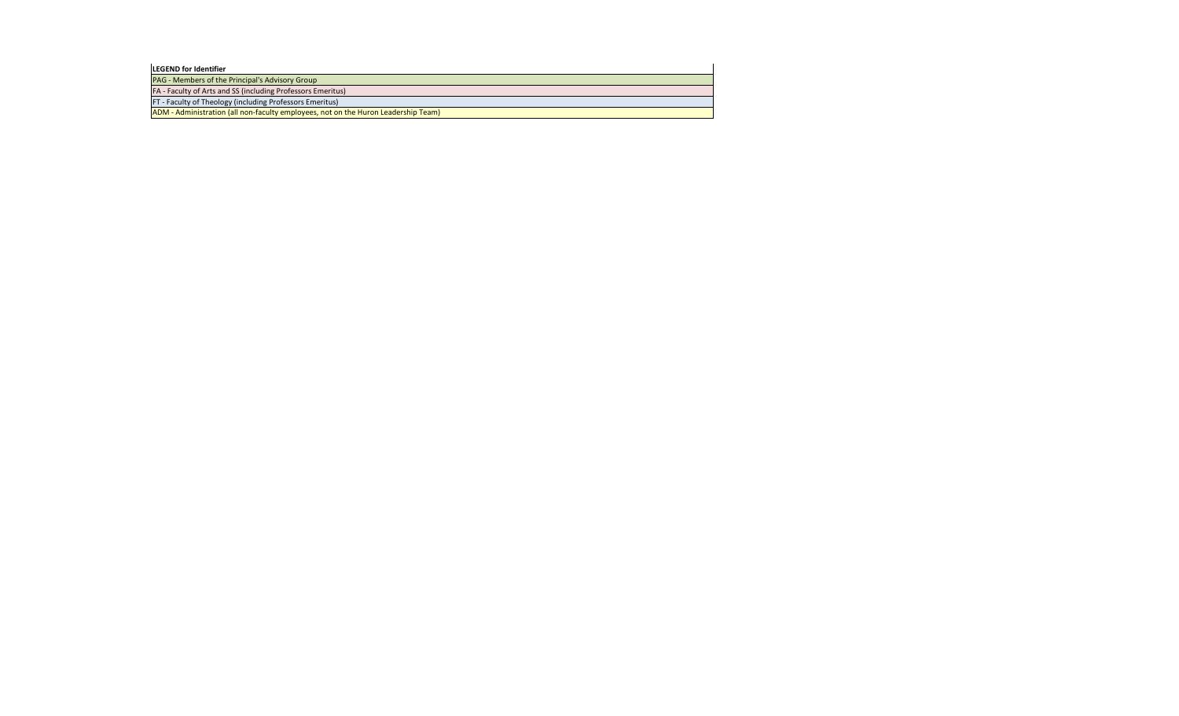| LEGEND for Identifier |
|---|
| PAG - Members of the Principal's Advisory Group |
| FA - Faculty of Arts and SS (including Professors Emeritus) |
| FT - Faculty of Theology (including Professors Emeritus) |
| ADM - Administration (all non-faculty employees, not on the Huron Leadership Team) |